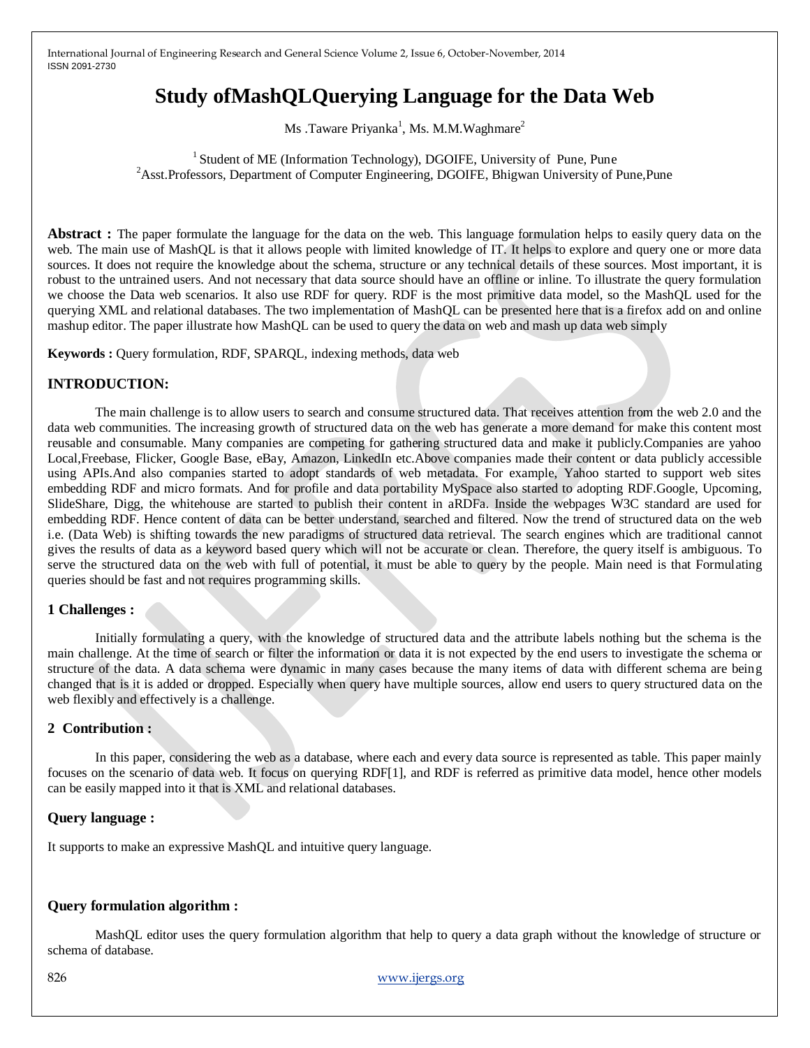# Study ofMashQLQuerying Language for the Data Web

Ms .Taware Priyanka[1], Ms. M.M.Waghmare[2]

[1] Student of ME (Information Technology), DGOIFE, University of Pune, Pune
[2]Asst.Professors, Department of Computer Engineering, DGOIFE, Bhigwan University of Pune,Pune

**Abstract :** The paper formulate the language for the data on the web. This language formulation helps to easily query data on the web. The main use of MashQL is that it allows people with limited knowledge of IT. It helps to explore and query one or more data sources. It does not require the knowledge about the schema, structure or any technical details of these sources. Most important, it is robust to the untrained users. And not necessary that data source should have an offline or inline. To illustrate the query formulation we choose the Data web scenarios. It also use RDF for query. RDF is the most primitive data model, so the MashQL used for the querying XML and relational databases. The two implementation of MashQL can be presented here that is a firefox add on and online mashup editor. The paper illustrate how MashQL can be used to query the data on web and mash up data web simply

**Keywords :** Query formulation, RDF, SPARQL, indexing methods, data web

## INTRODUCTION:

The main challenge is to allow users to search and consume structured data. That receives attention from the web 2.0 and the data web communities. The increasing growth of structured data on the web has generate a more demand for make this content most reusable and consumable. Many companies are competing for gathering structured data and make it publicly.Companies are yahoo Local,Freebase, Flicker, Google Base, eBay, Amazon, LinkedIn etc.Above companies made their content or data publicly accessible using APIs.And also companies started to adopt standards of web metadata. For example, Yahoo started to support web sites embedding RDF and micro formats. And for profile and data portability MySpace also started to adopting RDF.Google, Upcoming, SlideShare, Digg, the whitehouse are started to publish their content in aRDFa. Inside the webpages W3C standard are used for embedding RDF. Hence content of data can be better understand, searched and filtered. Now the trend of structured data on the web i.e. (Data Web) is shifting towards the new paradigms of structured data retrieval. The search engines which are traditional cannot gives the results of data as a keyword based query which will not be accurate or clean. Therefore, the query itself is ambiguous. To serve the structured data on the web with full of potential, it must be able to query by the people. Main need is that Formulating queries should be fast and not requires programming skills.

### 1 Challenges :

Initially formulating a query, with the knowledge of structured data and the attribute labels nothing but the schema is the main challenge. At the time of search or filter the information or data it is not expected by the end users to investigate the schema or structure of the data. A data schema were dynamic in many cases because the many items of data with different schema are being changed that is it is added or dropped. Especially when query have multiple sources, allow end users to query structured data on the web flexibly and effectively is a challenge.

### 2 Contribution :

In this paper, considering the web as a database, where each and every data source is represented as table. This paper mainly focuses on the scenario of data web. It focus on querying RDF[1], and RDF is referred as primitive data model, hence other models can be easily mapped into it that is XML and relational databases.

### Query language :

It supports to make an expressive MashQL and intuitive query language.

### Query formulation algorithm :

MashQL editor uses the query formulation algorithm that help to query a data graph without the knowledge of structure or schema of database.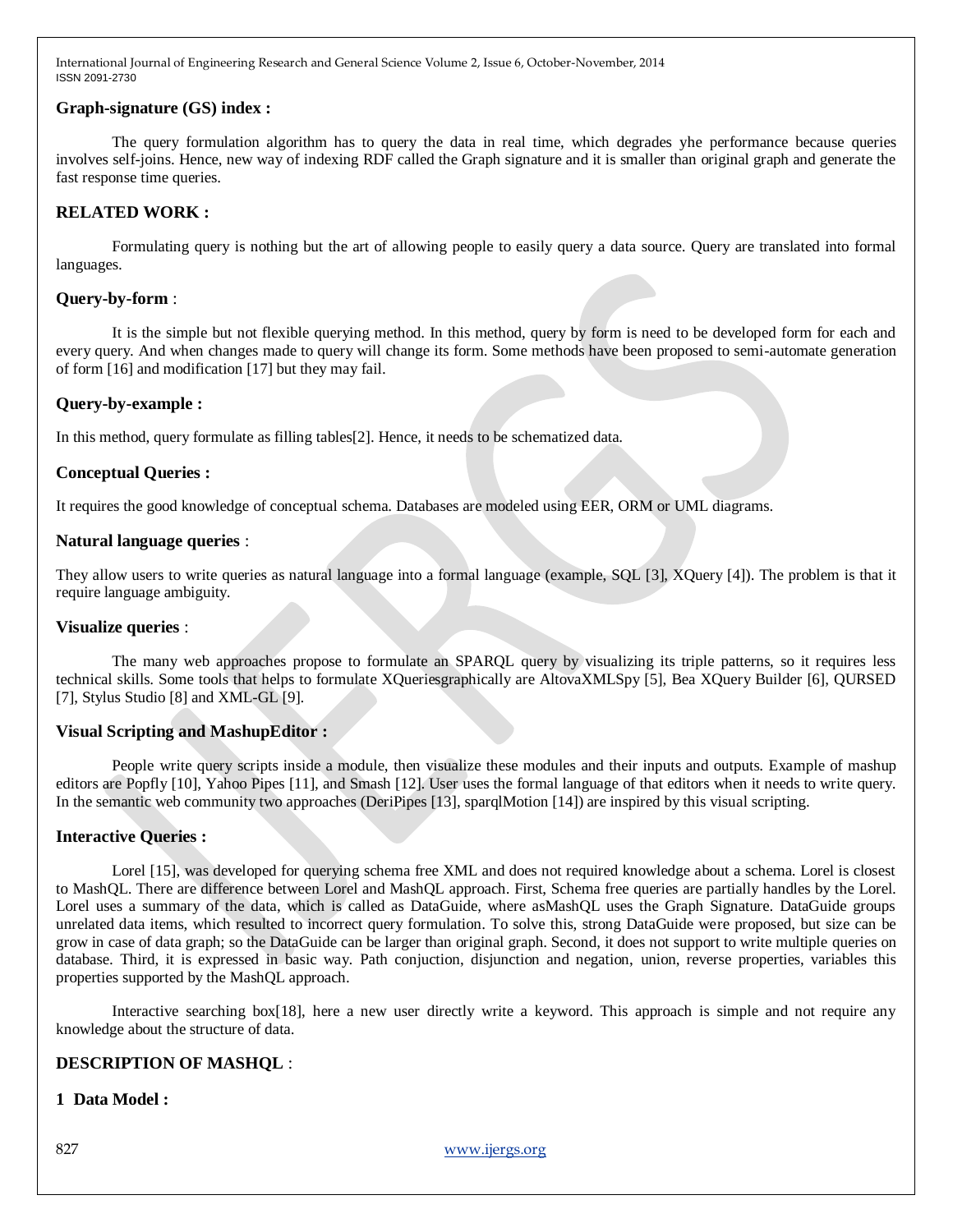### Graph-signature (GS) index :

The query formulation algorithm has to query the data in real time, which degrades yhe performance because queries involves self-joins. Hence, new way of indexing RDF called the Graph signature and it is smaller than original graph and generate the fast response time queries.

## RELATED WORK :

Formulating query is nothing but the art of allowing people to easily query a data source. Query are translated into formal languages.

### Query-by-form :

It is the simple but not flexible querying method. In this method, query by form is need to be developed form for each and every query. And when changes made to query will change its form. Some methods have been proposed to semi-automate generation of form [16] and modification [17] but they may fail.

### Query-by-example :

In this method, query formulate as filling tables[2]. Hence, it needs to be schematized data.

### Conceptual Queries :

It requires the good knowledge of conceptual schema. Databases are modeled using EER, ORM or UML diagrams.

### Natural language queries :

They allow users to write queries as natural language into a formal language (example, SQL [3], XQuery [4]). The problem is that it require language ambiguity.

### Visualize queries :

The many web approaches propose to formulate an SPARQL query by visualizing its triple patterns, so it requires less technical skills. Some tools that helps to formulate XQueriesgraphically are AltovaXMLSpy [5], Bea XQuery Builder [6], QURSED [7], Stylus Studio [8] and XML-GL [9].

### Visual Scripting and MashupEditor :

People write query scripts inside a module, then visualize these modules and their inputs and outputs. Example of mashup editors are Popfly [10], Yahoo Pipes [11], and Smash [12]. User uses the formal language of that editors when it needs to write query. In the semantic web community two approaches (DeriPipes [13], sparqlMotion [14]) are inspired by this visual scripting.

### Interactive Queries :

Lorel [15], was developed for querying schema free XML and does not required knowledge about a schema. Lorel is closest to MashQL. There are difference between Lorel and MashQL approach. First, Schema free queries are partially handles by the Lorel. Lorel uses a summary of the data, which is called as DataGuide, where asMashQL uses the Graph Signature. DataGuide groups unrelated data items, which resulted to incorrect query formulation. To solve this, strong DataGuide were proposed, but size can be grow in case of data graph; so the DataGuide can be larger than original graph. Second, it does not support to write multiple queries on database. Third, it is expressed in basic way. Path conjuction, disjunction and negation, union, reverse properties, variables this properties supported by the MashQL approach.

Interactive searching box[18], here a new user directly write a keyword. This approach is simple and not require any knowledge about the structure of data.

## DESCRIPTION OF MASHQL :

### 1 Data Model :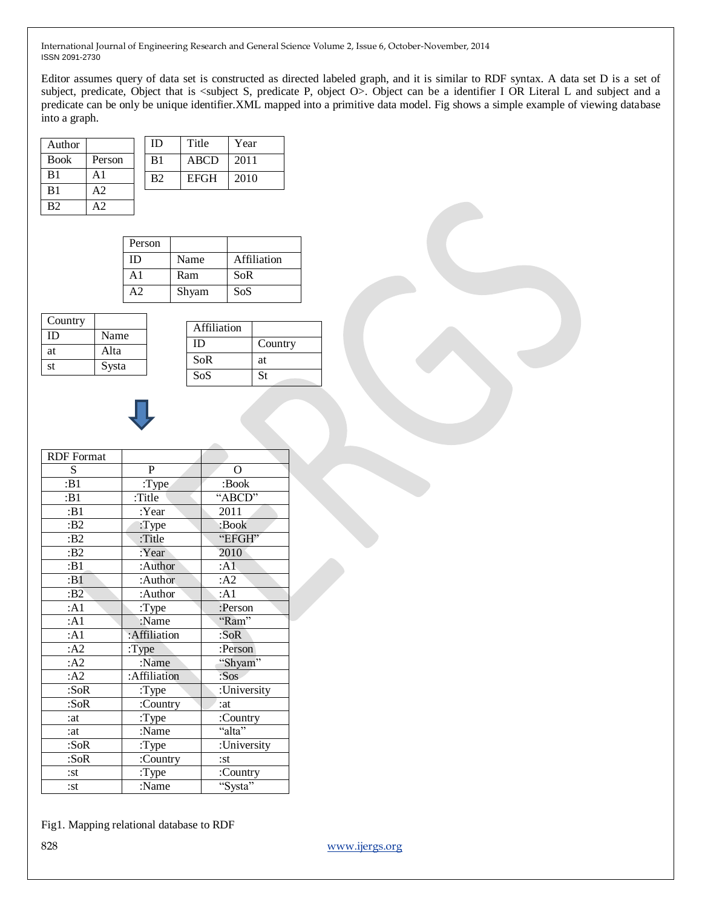Editor assumes query of data set is constructed as directed labeled graph, and it is similar to RDF syntax. A data set D is a set of subject, predicate, Object that is <subject S, predicate P, object O>. Object can be a identifier I OR Literal L and subject and a predicate can be only be unique identifier.XML mapped into a primitive data model. Fig shows a simple example of viewing database into a graph.

| Author | |
|---|---|
| Book | Person |
| B1 | A1 |
| B1 | A2 |
| B2 | A2 |

| ID | Title | Year |
|---|---|---|
| B1 | ABCD | 2011 |
| B2 | EFGH | 2010 |

| Person | | |
|---|---|---|
| ID | Name | Affiliation |
| A1 | Ram | SoR |
| A2 | Shyam | SoS |

| Country | |
|---|---|
| ID | Name |
| at | Alta |
| st | Systa |

| Affiliation | |
|---|---|
| ID | Country |
| SoR | at |
| SoS | St |

| RDF Format | | |
|---|---|---|
| S | P | O |
| :B1 | :Type | :Book |
| :B1 | :Title | "ABCD" |
| :B1 | :Year | 2011 |
| :B2 | :Type | :Book |
| :B2 | :Title | "EFGH" |
| :B2 | :Year | 2010 |
| :B1 | :Author | :A1 |
| :B1 | :Author | :A2 |
| :B2 | :Author | :A1 |
| :A1 | :Type | :Person |
| :A1 | :Name | "Ram" |
| :A1 | :Affiliation | :SoR |
| :A2 | :Type | :Person |
| :A2 | :Name | "Shyam" |
| :A2 | :Affiliation | :Sos |
| :SoR | :Type | :University |
| :SoR | :Country | :at |
| :at | :Type | :Country |
| :at | :Name | "alta" |
| :SoR | :Type | :University |
| :SoR | :Country | :st |
| :st | :Type | :Country |
| :st | :Name | "Systa" |

Fig1. Mapping relational database to RDF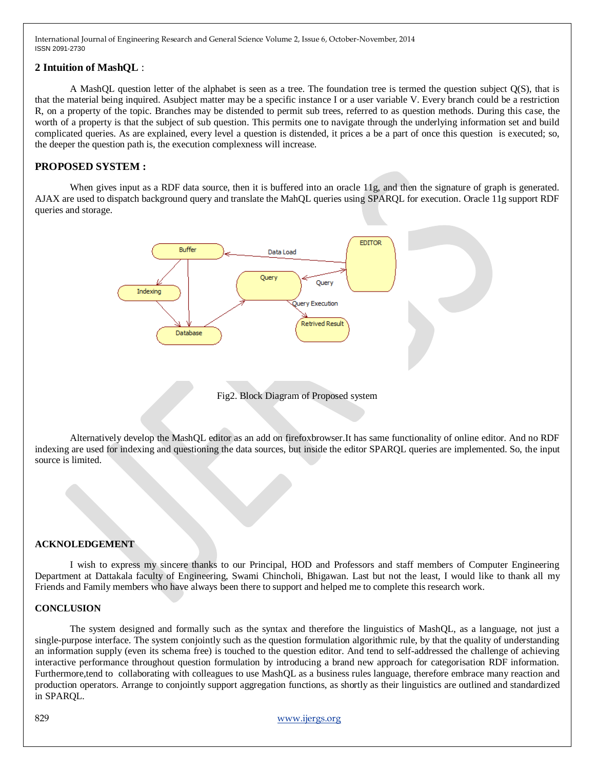## 2 Intuition of MashQL :

A MashQL question letter of the alphabet is seen as a tree. The foundation tree is termed the question subject Q(S), that is that the material being inquired. Asubject matter may be a specific instance I or a user variable V. Every branch could be a restriction R, on a property of the topic. Branches may be distended to permit sub trees, referred to as question methods. During this case, the worth of a property is that the subject of sub question. This permits one to navigate through the underlying information set and build complicated queries. As are explained, every level a question is distended, it prices a be a part of once this question is executed; so, the deeper the question path is, the execution complexness will increase.

## PROPOSED SYSTEM :

When gives input as a RDF data source, then it is buffered into an oracle 11g, and then the signature of graph is generated. AJAX are used to dispatch background query and translate the MahQL queries using SPARQL for execution. Oracle 11g support RDF queries and storage.

Fig2. Block Diagram of Proposed system

Alternatively develop the MashQL editor as an add on firefoxbrowser.It has same functionality of online editor. And no RDF indexing are used for indexing and questioning the data sources, but inside the editor SPARQL queries are implemented. So, the input source is limited.

## ACKNOLEDGEMENT

I wish to express my sincere thanks to our Principal, HOD and Professors and staff members of Computer Engineering Department at Dattakala faculty of Engineering, Swami Chincholi, Bhigawan. Last but not the least, I would like to thank all my Friends and Family members who have always been there to support and helped me to complete this research work.

## CONCLUSION

The system designed and formally such as the syntax and therefore the linguistics of MashQL, as a language, not just a single-purpose interface. The system conjointly such as the question formulation algorithmic rule, by that the quality of understanding an information supply (even its schema free) is touched to the question editor. And tend to self-addressed the challenge of achieving interactive performance throughout question formulation by introducing a brand new approach for categorisation RDF information. Furthermore,tend to collaborating with colleagues to use MashQL as a business rules language, therefore embrace many reaction and production operators. Arrange to conjointly support aggregation functions, as shortly as their linguistics are outlined and standardized in SPARQL.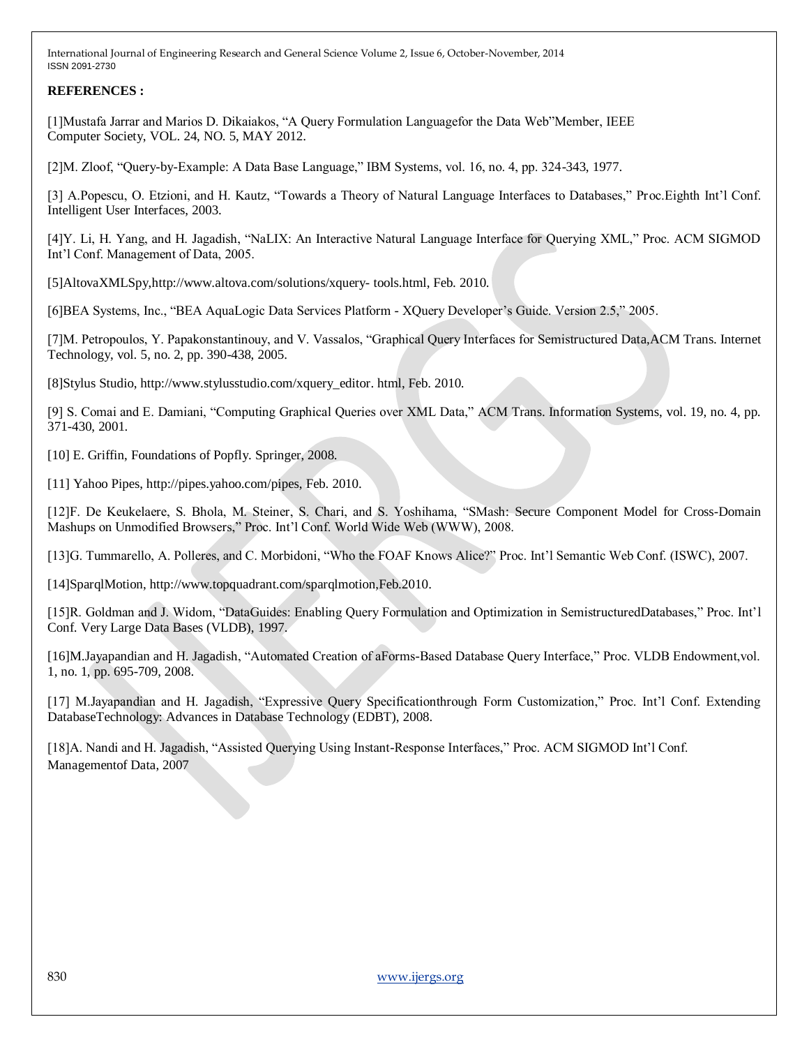**REFERENCES :**

[1]Mustafa Jarrar and Marios D. Dikaiakos, “A Query Formulation Languagefor the Data Web”Member, IEEE Computer Society, VOL. 24, NO. 5, MAY 2012.

[2]M. Zloof, “Query-by-Example: A Data Base Language,” IBM Systems, vol. 16, no. 4, pp. 324-343, 1977.

[3] A.Popescu, O. Etzioni, and H. Kautz, “Towards a Theory of Natural Language Interfaces to Databases,” Proc.Eighth Int’l Conf. Intelligent User Interfaces, 2003.

[4]Y. Li, H. Yang, and H. Jagadish, “NaLIX: An Interactive Natural Language Interface for Querying XML,” Proc. ACM SIGMOD Int’l Conf. Management of Data, 2005.

[5]AltovaXMLSpy,http://www.altova.com/solutions/xquery- tools.html, Feb. 2010.

[6]BEA Systems, Inc., “BEA AquaLogic Data Services Platform - XQuery Developer’s Guide. Version 2.5,” 2005.

[7]M. Petropoulos, Y. Papakonstantinouy, and V. Vassalos, “Graphical Query Interfaces for Semistructured Data,ACM Trans. Internet Technology, vol. 5, no. 2, pp. 390-438, 2005.

[8]Stylus Studio, http://www.stylusstudio.com/xquery_editor. html, Feb. 2010.

[9] S. Comai and E. Damiani, “Computing Graphical Queries over XML Data,” ACM Trans. Information Systems, vol. 19, no. 4, pp. 371-430, 2001.

[10] E. Griffin, Foundations of Popfly. Springer, 2008.

[11] Yahoo Pipes, http://pipes.yahoo.com/pipes, Feb. 2010.

[12]F. De Keukelaere, S. Bhola, M. Steiner, S. Chari, and S. Yoshihama, “SMash: Secure Component Model for Cross-Domain Mashups on Unmodified Browsers,” Proc. Int’l Conf. World Wide Web (WWW), 2008.

[13]G. Tummarello, A. Polleres, and C. Morbidoni, “Who the FOAF Knows Alice?” Proc. Int’l Semantic Web Conf. (ISWC), 2007.

[14]SparqlMotion, http://www.topquadrant.com/sparqlmotion,Feb.2010.

[15]R. Goldman and J. Widom, “DataGuides: Enabling Query Formulation and Optimization in SemistructuredDatabases,” Proc. Int’l Conf. Very Large Data Bases (VLDB), 1997.

[16]M.Jayapandian and H. Jagadish, “Automated Creation of aForms-Based Database Query Interface,” Proc. VLDB Endowment,vol. 1, no. 1, pp. 695-709, 2008.

[17] M.Jayapandian and H. Jagadish, “Expressive Query Specificationthrough Form Customization,” Proc. Int’l Conf. Extending DatabaseTechnology: Advances in Database Technology (EDBT), 2008.

[18]A. Nandi and H. Jagadish, “Assisted Querying Using Instant-Response Interfaces,” Proc. ACM SIGMOD Int’l Conf. Managementof Data, 2007